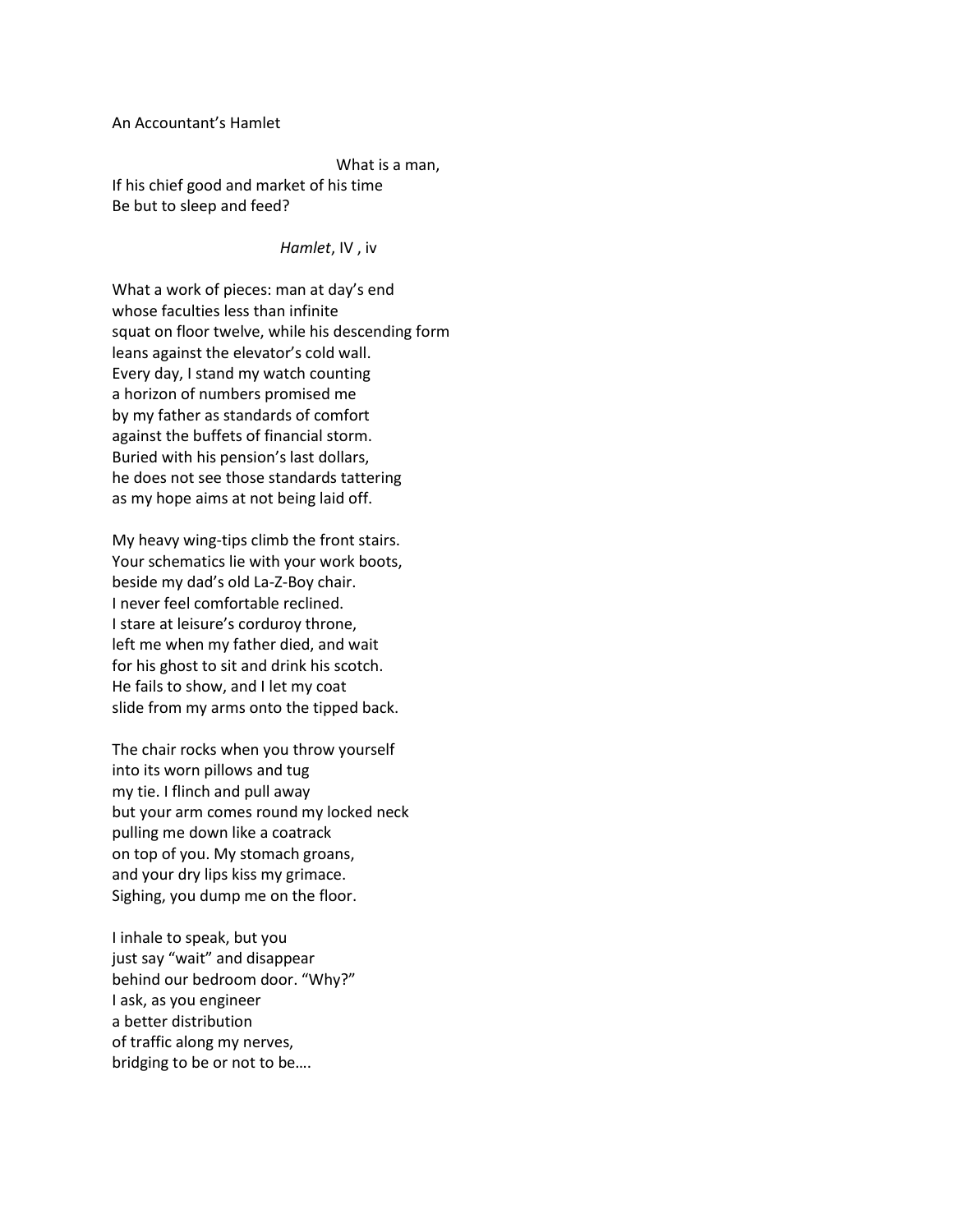# An Accountant's Hamlet

What is a man,  
If his chief good and market of his time  
Be but to sleep and feed?

*Hamlet*, IV , iv

What a work of pieces: man at day's end  
whose faculties less than infinite  
squat on floor twelve, while his descending form  
leans against the elevator's cold wall.  
Every day, I stand my watch counting  
a horizon of numbers promised me  
by my father as standards of comfort  
against the buffets of financial storm.  
Buried with his pension's last dollars,  
he does not see those standards tattering  
as my hope aims at not being laid off.

My heavy wing-tips climb the front stairs.  
Your schematics lie with your work boots,  
beside my dad's old La-Z-Boy chair.  
I never feel comfortable reclined.  
I stare at leisure's corduroy throne,  
left me when my father died, and wait  
for his ghost to sit and drink his scotch.  
He fails to show, and I let my coat  
slide from my arms onto the tipped back.

The chair rocks when you throw yourself  
into its worn pillows and tug  
my tie. I flinch and pull away  
but your arm comes round my locked neck  
pulling me down like a coatrack  
on top of you. My stomach groans,  
and your dry lips kiss my grimace.  
Sighing, you dump me on the floor.

I inhale to speak, but you  
just say "wait" and disappear  
behind our bedroom door. "Why?"  
I ask, as you engineer  
a better distribution  
of traffic along my nerves,  
bridging to be or not to be….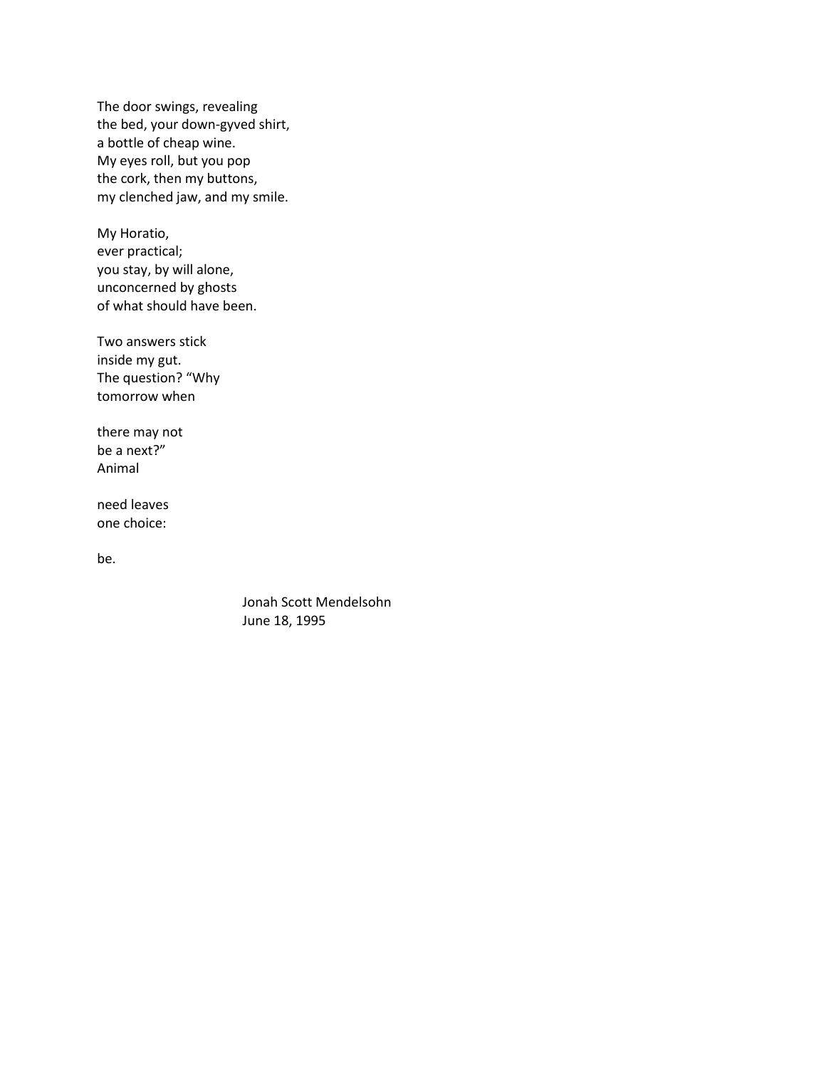The door swings, revealing  
the bed, your down-gyved shirt,  
a bottle of cheap wine.  
My eyes roll, but you pop  
the cork, then my buttons,  
my clenched jaw, and my smile.

My Horatio,  
ever practical;  
you stay, by will alone,  
unconcerned by ghosts  
of what should have been.

Two answers stick  
inside my gut.  
The question? "Why  
tomorrow when

there may not  
be a next?"  
Animal

need leaves  
one choice:

be.

Jonah Scott Mendelsohn  
June 18, 1995